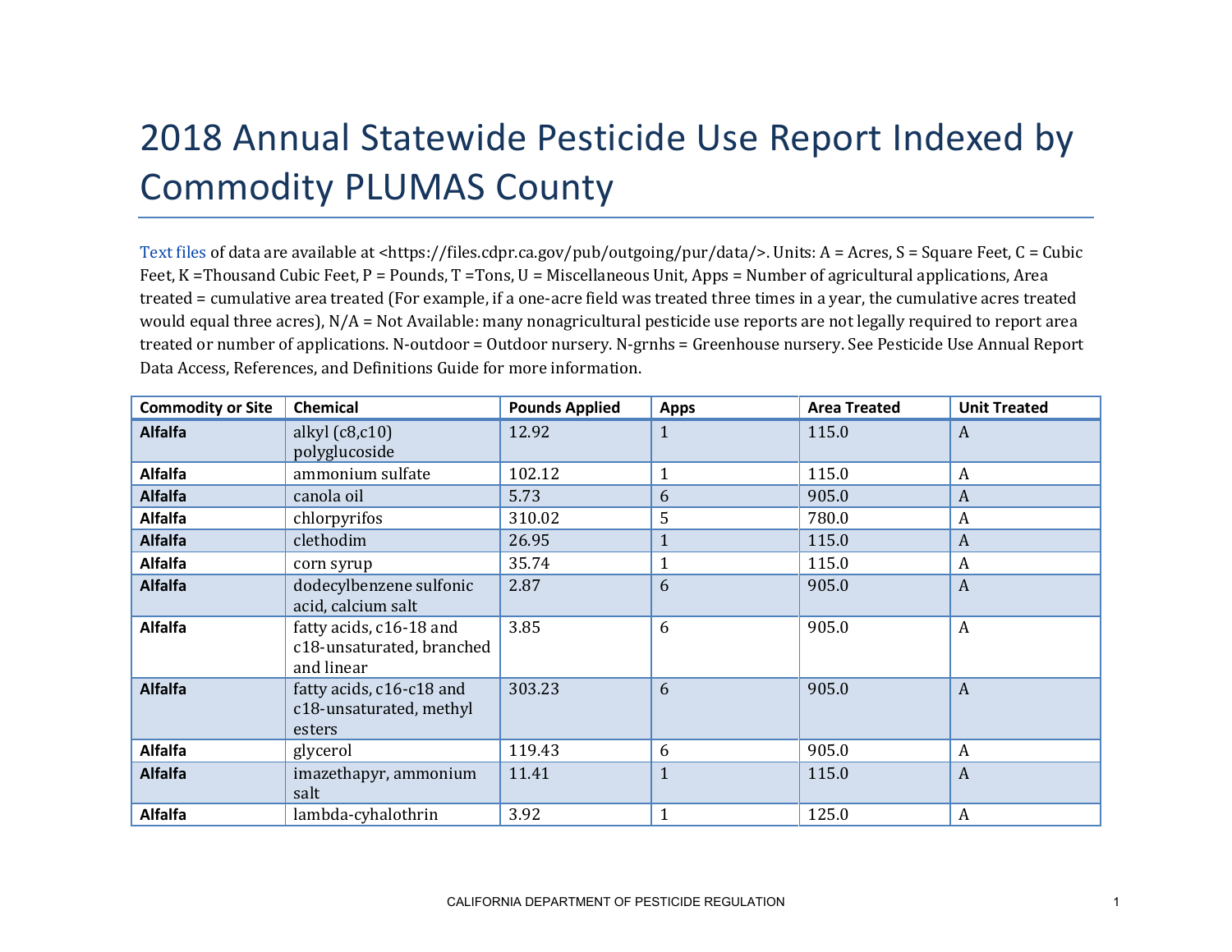# 2018 Annual Statewide Pesticide Use Report Indexed by Commodity PLUMAS County

Text files of data are available at <https://files.cdpr.ca.gov/pub/outgoing/pur/data/>. Units: A = Acres, S = Square Feet, C = Cubic Feet, K =Thousand Cubic Feet, P = Pounds, T =Tons, U = Miscellaneous Unit, Apps = Number of agricultural applications, Area treated = cumulative area treated (For example, if a one-acre field was treated three times in a year, the cumulative acres treated would equal three acres), N/A = Not Available: many nonagricultural pesticide use reports are not legally required to report area treated or number of applications. N-outdoor = Outdoor nursery. N-grnhs = Greenhouse nursery. See Pesticide Use Annual Report Data Access, References, and Definitions Guide for more information.

| Commodity or Site | Chemical | Pounds Applied | Apps | Area Treated | Unit Treated |
|---|---|---|---|---|---|
| **Alfalfa** | alkyl (c8,c10) polyglucoside | 12.92 | 1 | 115.0 | A |
| **Alfalfa** | ammonium sulfate | 102.12 | 1 | 115.0 | A |
| **Alfalfa** | canola oil | 5.73 | 6 | 905.0 | A |
| **Alfalfa** | chlorpyrifos | 310.02 | 5 | 780.0 | A |
| **Alfalfa** | clethodim | 26.95 | 1 | 115.0 | A |
| **Alfalfa** | corn syrup | 35.74 | 1 | 115.0 | A |
| **Alfalfa** | dodecylbenzene sulfonic acid, calcium salt | 2.87 | 6 | 905.0 | A |
| **Alfalfa** | fatty acids, c16-18 and c18-unsaturated, branched and linear | 3.85 | 6 | 905.0 | A |
| **Alfalfa** | fatty acids, c16-c18 and c18-unsaturated, methyl esters | 303.23 | 6 | 905.0 | A |
| **Alfalfa** | glycerol | 119.43 | 6 | 905.0 | A |
| **Alfalfa** | imazethapyr, ammonium salt | 11.41 | 1 | 115.0 | A |
| **Alfalfa** | lambda-cyhalothrin | 3.92 | 1 | 125.0 | A |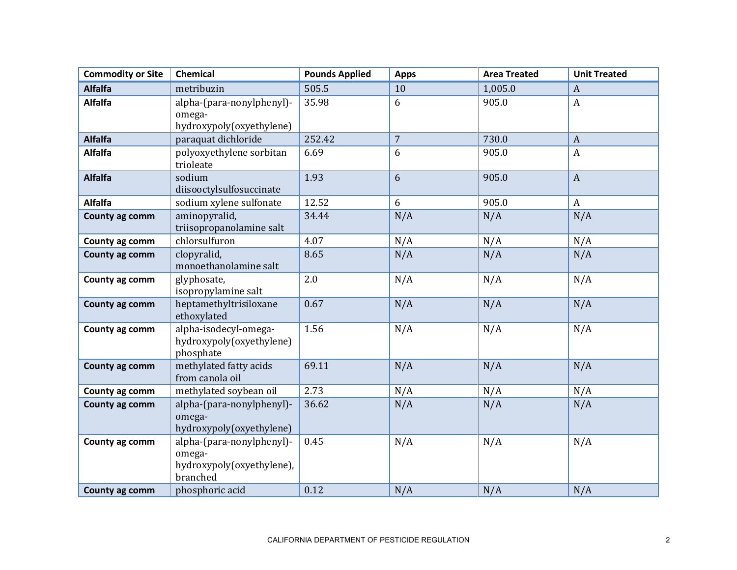| Commodity or Site | Chemical | Pounds Applied | Apps | Area Treated | Unit Treated |
|---|---|---|---|---|---|
| **Alfalfa** | metribuzin | 505.5 | 10 | 1,005.0 | A |
| **Alfalfa** | alpha-(para-nonylphenyl)-omega-hydroxypoly(oxyethylene) | 35.98 | 6 | 905.0 | A |
| **Alfalfa** | paraquat dichloride | 252.42 | 7 | 730.0 | A |
| **Alfalfa** | polyoxyethylene sorbitan trioleate | 6.69 | 6 | 905.0 | A |
| **Alfalfa** | sodium diisooctylsulfosuccinate | 1.93 | 6 | 905.0 | A |
| **Alfalfa** | sodium xylene sulfonate | 12.52 | 6 | 905.0 | A |
| **County ag comm** | aminopyralid, triisopropanolamine salt | 34.44 | N/A | N/A | N/A |
| **County ag comm** | chlorsulfuron | 4.07 | N/A | N/A | N/A |
| **County ag comm** | clopyralid, monoethanolamine salt | 8.65 | N/A | N/A | N/A |
| **County ag comm** | glyphosate, isopropylamine salt | 2.0 | N/A | N/A | N/A |
| **County ag comm** | heptamethyltrisiloxane ethoxylated | 0.67 | N/A | N/A | N/A |
| **County ag comm** | alpha-isodecyl-omega-hydroxypoly(oxyethylene) phosphate | 1.56 | N/A | N/A | N/A |
| **County ag comm** | methylated fatty acids from canola oil | 69.11 | N/A | N/A | N/A |
| **County ag comm** | methylated soybean oil | 2.73 | N/A | N/A | N/A |
| **County ag comm** | alpha-(para-nonylphenyl)-omega-hydroxypoly(oxyethylene) | 36.62 | N/A | N/A | N/A |
| **County ag comm** | alpha-(para-nonylphenyl)-omega-hydroxypoly(oxyethylene), branched | 0.45 | N/A | N/A | N/A |
| **County ag comm** | phosphoric acid | 0.12 | N/A | N/A | N/A |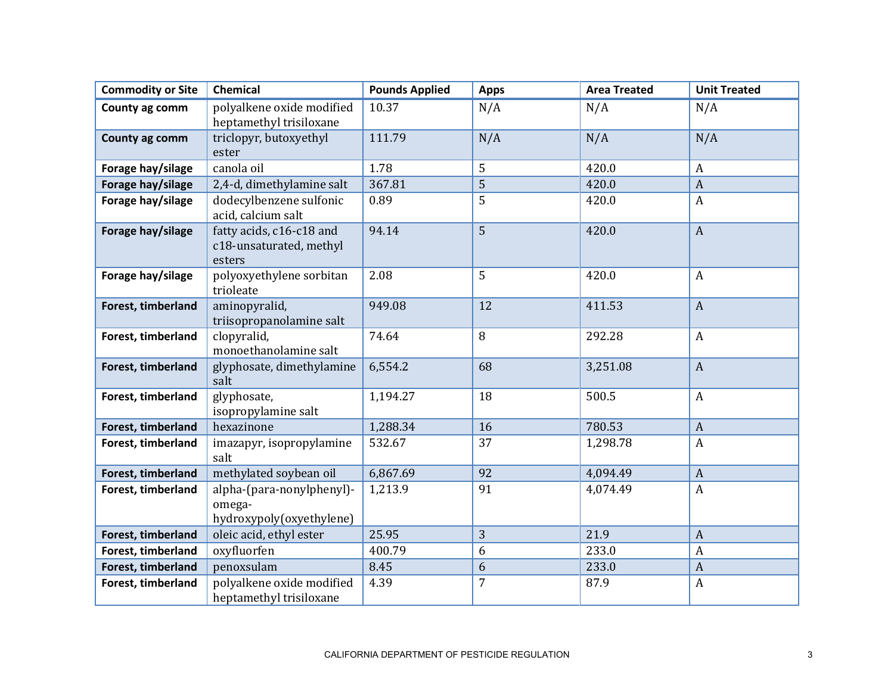| Commodity or Site | Chemical | Pounds Applied | Apps | Area Treated | Unit Treated |
|---|---|---|---|---|---|
| **County ag comm** | polyalkene oxide modified heptamethyl trisiloxane | 10.37 | N/A | N/A | N/A |
| **County ag comm** | triclopyr, butoxyethyl ester | 111.79 | N/A | N/A | N/A |
| **Forage hay/silage** | canola oil | 1.78 | 5 | 420.0 | A |
| **Forage hay/silage** | 2,4-d, dimethylamine salt | 367.81 | 5 | 420.0 | A |
| **Forage hay/silage** | dodecylbenzene sulfonic acid, calcium salt | 0.89 | 5 | 420.0 | A |
| **Forage hay/silage** | fatty acids, c16-c18 and c18-unsaturated, methyl esters | 94.14 | 5 | 420.0 | A |
| **Forage hay/silage** | polyoxyethylene sorbitan trioleate | 2.08 | 5 | 420.0 | A |
| **Forest, timberland** | aminopyralid, triisopropanolamine salt | 949.08 | 12 | 411.53 | A |
| **Forest, timberland** | clopyralid, monoethanolamine salt | 74.64 | 8 | 292.28 | A |
| **Forest, timberland** | glyphosate, dimethylamine salt | 6,554.2 | 68 | 3,251.08 | A |
| **Forest, timberland** | glyphosate, isopropylamine salt | 1,194.27 | 18 | 500.5 | A |
| **Forest, timberland** | hexazinone | 1,288.34 | 16 | 780.53 | A |
| **Forest, timberland** | imazapyr, isopropylamine salt | 532.67 | 37 | 1,298.78 | A |
| **Forest, timberland** | methylated soybean oil | 6,867.69 | 92 | 4,094.49 | A |
| **Forest, timberland** | alpha-(para-nonylphenyl)-omega-hydroxypoly(oxyethylene) | 1,213.9 | 91 | 4,074.49 | A |
| **Forest, timberland** | oleic acid, ethyl ester | 25.95 | 3 | 21.9 | A |
| **Forest, timberland** | oxyfluorfen | 400.79 | 6 | 233.0 | A |
| **Forest, timberland** | penoxsulam | 8.45 | 6 | 233.0 | A |
| **Forest, timberland** | polyalkene oxide modified heptamethyl trisiloxane | 4.39 | 7 | 87.9 | A |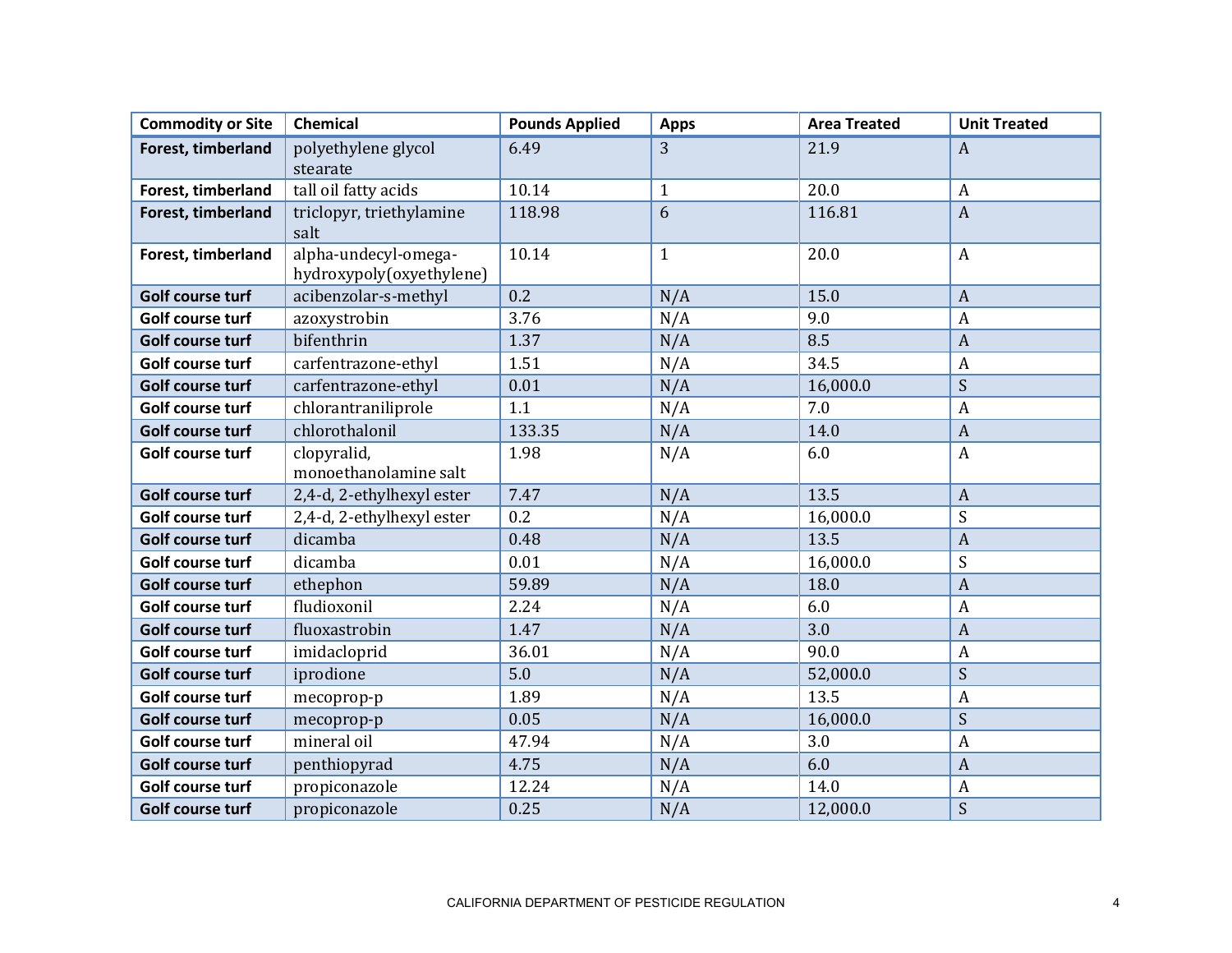| Commodity or Site | Chemical | Pounds Applied | Apps | Area Treated | Unit Treated |
|---|---|---|---|---|---|
| **Forest, timberland** | polyethylene glycol stearate | 6.49 | 3 | 21.9 | A |
| **Forest, timberland** | tall oil fatty acids | 10.14 | 1 | 20.0 | A |
| **Forest, timberland** | triclopyr, triethylamine salt | 118.98 | 6 | 116.81 | A |
| **Forest, timberland** | alpha-undecyl-omega-hydroxypoly(oxyethylene) | 10.14 | 1 | 20.0 | A |
| **Golf course turf** | acibenzolar-s-methyl | 0.2 | N/A | 15.0 | A |
| **Golf course turf** | azoxystrobin | 3.76 | N/A | 9.0 | A |
| **Golf course turf** | bifenthrin | 1.37 | N/A | 8.5 | A |
| **Golf course turf** | carfentrazone-ethyl | 1.51 | N/A | 34.5 | A |
| **Golf course turf** | carfentrazone-ethyl | 0.01 | N/A | 16,000.0 | S |
| **Golf course turf** | chlorantraniliprole | 1.1 | N/A | 7.0 | A |
| **Golf course turf** | chlorothalonil | 133.35 | N/A | 14.0 | A |
| **Golf course turf** | clopyralid, monoethanolamine salt | 1.98 | N/A | 6.0 | A |
| **Golf course turf** | 2,4-d, 2-ethylhexyl ester | 7.47 | N/A | 13.5 | A |
| **Golf course turf** | 2,4-d, 2-ethylhexyl ester | 0.2 | N/A | 16,000.0 | S |
| **Golf course turf** | dicamba | 0.48 | N/A | 13.5 | A |
| **Golf course turf** | dicamba | 0.01 | N/A | 16,000.0 | S |
| **Golf course turf** | ethephon | 59.89 | N/A | 18.0 | A |
| **Golf course turf** | fludioxonil | 2.24 | N/A | 6.0 | A |
| **Golf course turf** | fluoxastrobin | 1.47 | N/A | 3.0 | A |
| **Golf course turf** | imidacloprid | 36.01 | N/A | 90.0 | A |
| **Golf course turf** | iprodione | 5.0 | N/A | 52,000.0 | S |
| **Golf course turf** | mecoprop-p | 1.89 | N/A | 13.5 | A |
| **Golf course turf** | mecoprop-p | 0.05 | N/A | 16,000.0 | S |
| **Golf course turf** | mineral oil | 47.94 | N/A | 3.0 | A |
| **Golf course turf** | penthiopyrad | 4.75 | N/A | 6.0 | A |
| **Golf course turf** | propiconazole | 12.24 | N/A | 14.0 | A |
| **Golf course turf** | propiconazole | 0.25 | N/A | 12,000.0 | S |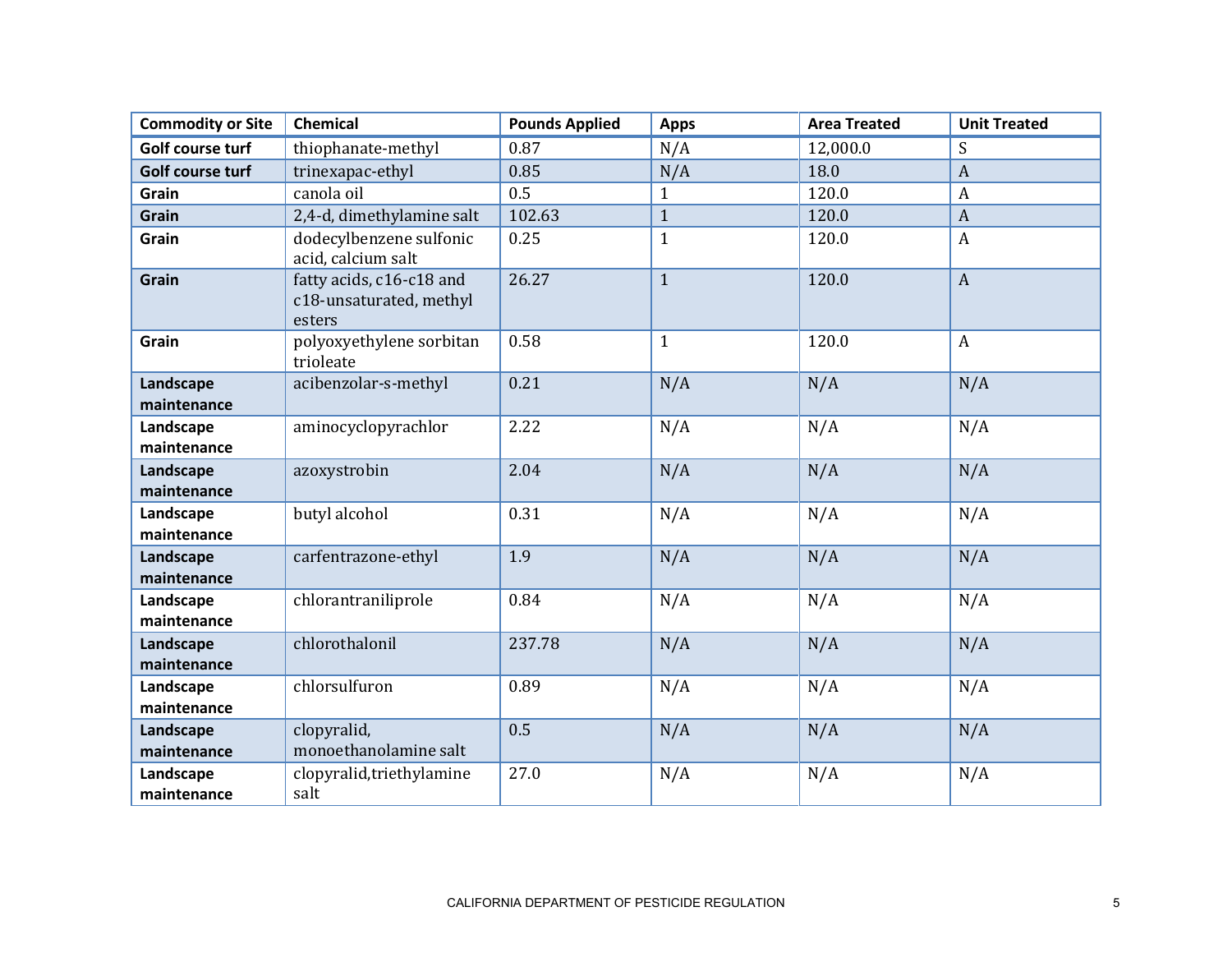| Commodity or Site | Chemical | Pounds Applied | Apps | Area Treated | Unit Treated |
|---|---|---|---|---|---|
| **Golf course turf** | thiophanate-methyl | 0.87 | N/A | 12,000.0 | S |
| **Golf course turf** | trinexapac-ethyl | 0.85 | N/A | 18.0 | A |
| **Grain** | canola oil | 0.5 | 1 | 120.0 | A |
| **Grain** | 2,4-d, dimethylamine salt | 102.63 | 1 | 120.0 | A |
| **Grain** | dodecylbenzene sulfonic acid, calcium salt | 0.25 | 1 | 120.0 | A |
| **Grain** | fatty acids, c16-c18 and c18-unsaturated, methyl esters | 26.27 | 1 | 120.0 | A |
| **Grain** | polyoxyethylene sorbitan trioleate | 0.58 | 1 | 120.0 | A |
| **Landscape maintenance** | acibenzolar-s-methyl | 0.21 | N/A | N/A | N/A |
| **Landscape maintenance** | aminocyclopyrachlor | 2.22 | N/A | N/A | N/A |
| **Landscape maintenance** | azoxystrobin | 2.04 | N/A | N/A | N/A |
| **Landscape maintenance** | butyl alcohol | 0.31 | N/A | N/A | N/A |
| **Landscape maintenance** | carfentrazone-ethyl | 1.9 | N/A | N/A | N/A |
| **Landscape maintenance** | chlorantraniliprole | 0.84 | N/A | N/A | N/A |
| **Landscape maintenance** | chlorothalonil | 237.78 | N/A | N/A | N/A |
| **Landscape maintenance** | chlorsulfuron | 0.89 | N/A | N/A | N/A |
| **Landscape maintenance** | clopyralid, monoethanolamine salt | 0.5 | N/A | N/A | N/A |
| **Landscape maintenance** | clopyralid,triethylamine salt | 27.0 | N/A | N/A | N/A |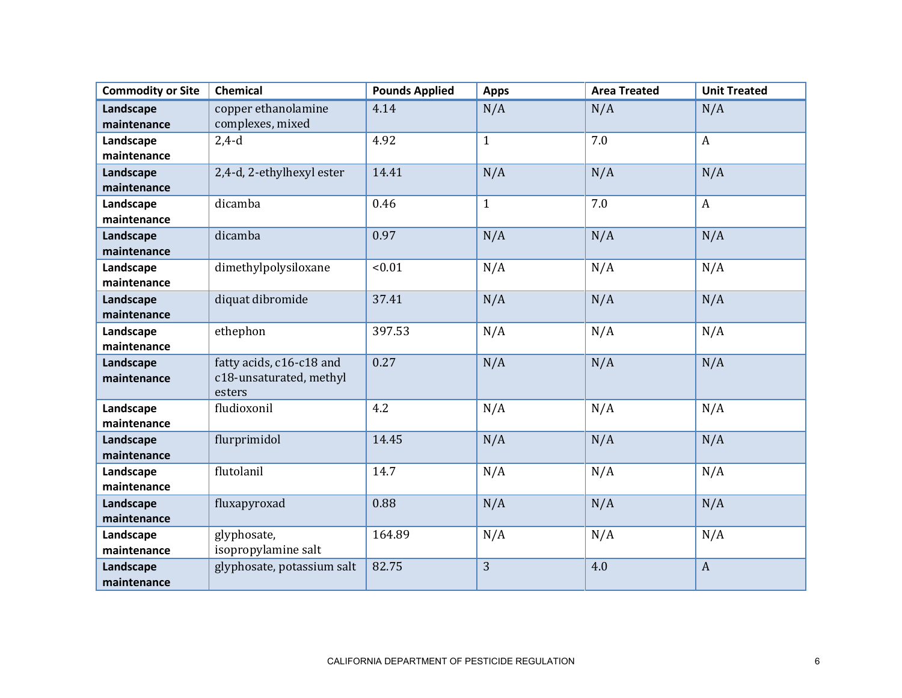| Commodity or Site | Chemical | Pounds Applied | Apps | Area Treated | Unit Treated |
|---|---|---|---|---|---|
| **Landscape maintenance** | copper ethanolamine complexes, mixed | 4.14 | N/A | N/A | N/A |
| **Landscape maintenance** | 2,4-d | 4.92 | 1 | 7.0 | A |
| **Landscape maintenance** | 2,4-d, 2-ethylhexyl ester | 14.41 | N/A | N/A | N/A |
| **Landscape maintenance** | dicamba | 0.46 | 1 | 7.0 | A |
| **Landscape maintenance** | dicamba | 0.97 | N/A | N/A | N/A |
| **Landscape maintenance** | dimethylpolysiloxane | <0.01 | N/A | N/A | N/A |
| **Landscape maintenance** | diquat dibromide | 37.41 | N/A | N/A | N/A |
| **Landscape maintenance** | ethephon | 397.53 | N/A | N/A | N/A |
| **Landscape maintenance** | fatty acids, c16-c18 and c18-unsaturated, methyl esters | 0.27 | N/A | N/A | N/A |
| **Landscape maintenance** | fludioxonil | 4.2 | N/A | N/A | N/A |
| **Landscape maintenance** | flurprimidol | 14.45 | N/A | N/A | N/A |
| **Landscape maintenance** | flutolanil | 14.7 | N/A | N/A | N/A |
| **Landscape maintenance** | fluxapyroxad | 0.88 | N/A | N/A | N/A |
| **Landscape maintenance** | glyphosate, isopropylamine salt | 164.89 | N/A | N/A | N/A |
| **Landscape maintenance** | glyphosate, potassium salt | 82.75 | 3 | 4.0 | A |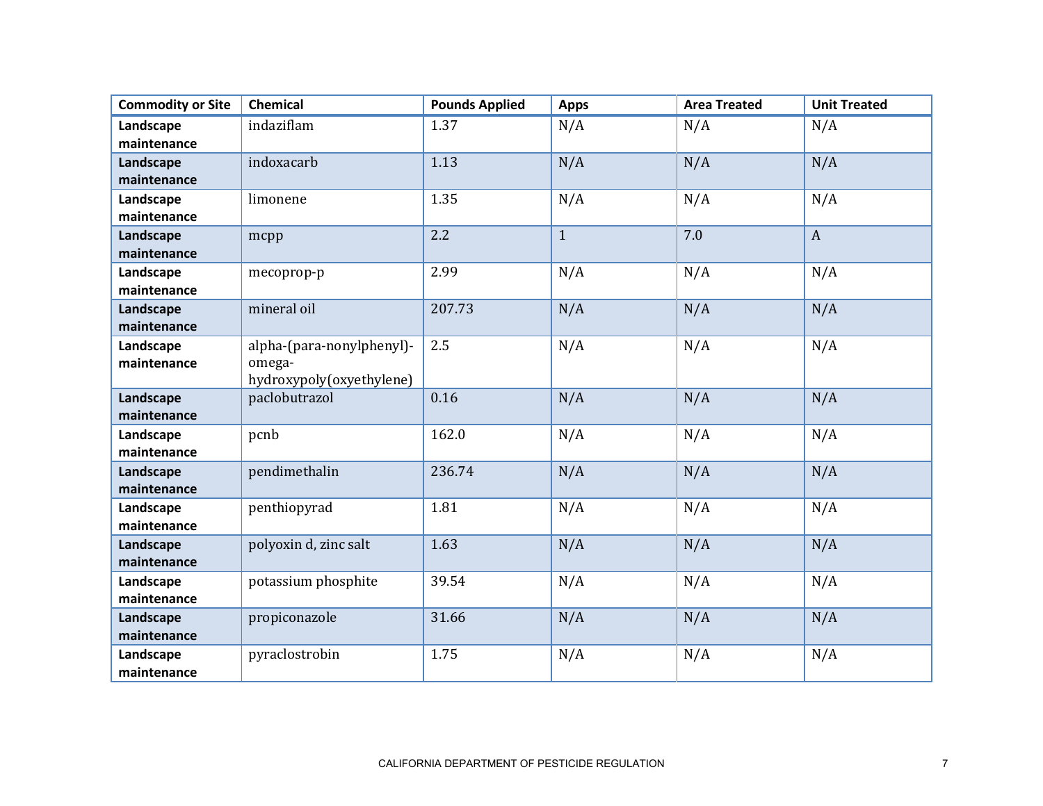| Commodity or Site | Chemical | Pounds Applied | Apps | Area Treated | Unit Treated |
|---|---|---|---|---|---|
| **Landscape maintenance** | indaziflam | 1.37 | N/A | N/A | N/A |
| **Landscape maintenance** | indoxacarb | 1.13 | N/A | N/A | N/A |
| **Landscape maintenance** | limonene | 1.35 | N/A | N/A | N/A |
| **Landscape maintenance** | mcpp | 2.2 | 1 | 7.0 | A |
| **Landscape maintenance** | mecoprop-p | 2.99 | N/A | N/A | N/A |
| **Landscape maintenance** | mineral oil | 207.73 | N/A | N/A | N/A |
| **Landscape maintenance** | alpha-(para-nonylphenyl)-omega-hydroxypoly(oxyethylene) | 2.5 | N/A | N/A | N/A |
| **Landscape maintenance** | paclobutrazol | 0.16 | N/A | N/A | N/A |
| **Landscape maintenance** | pcnb | 162.0 | N/A | N/A | N/A |
| **Landscape maintenance** | pendimethalin | 236.74 | N/A | N/A | N/A |
| **Landscape maintenance** | penthiopyrad | 1.81 | N/A | N/A | N/A |
| **Landscape maintenance** | polyoxin d, zinc salt | 1.63 | N/A | N/A | N/A |
| **Landscape maintenance** | potassium phosphite | 39.54 | N/A | N/A | N/A |
| **Landscape maintenance** | propiconazole | 31.66 | N/A | N/A | N/A |
| **Landscape maintenance** | pyraclostrobin | 1.75 | N/A | N/A | N/A |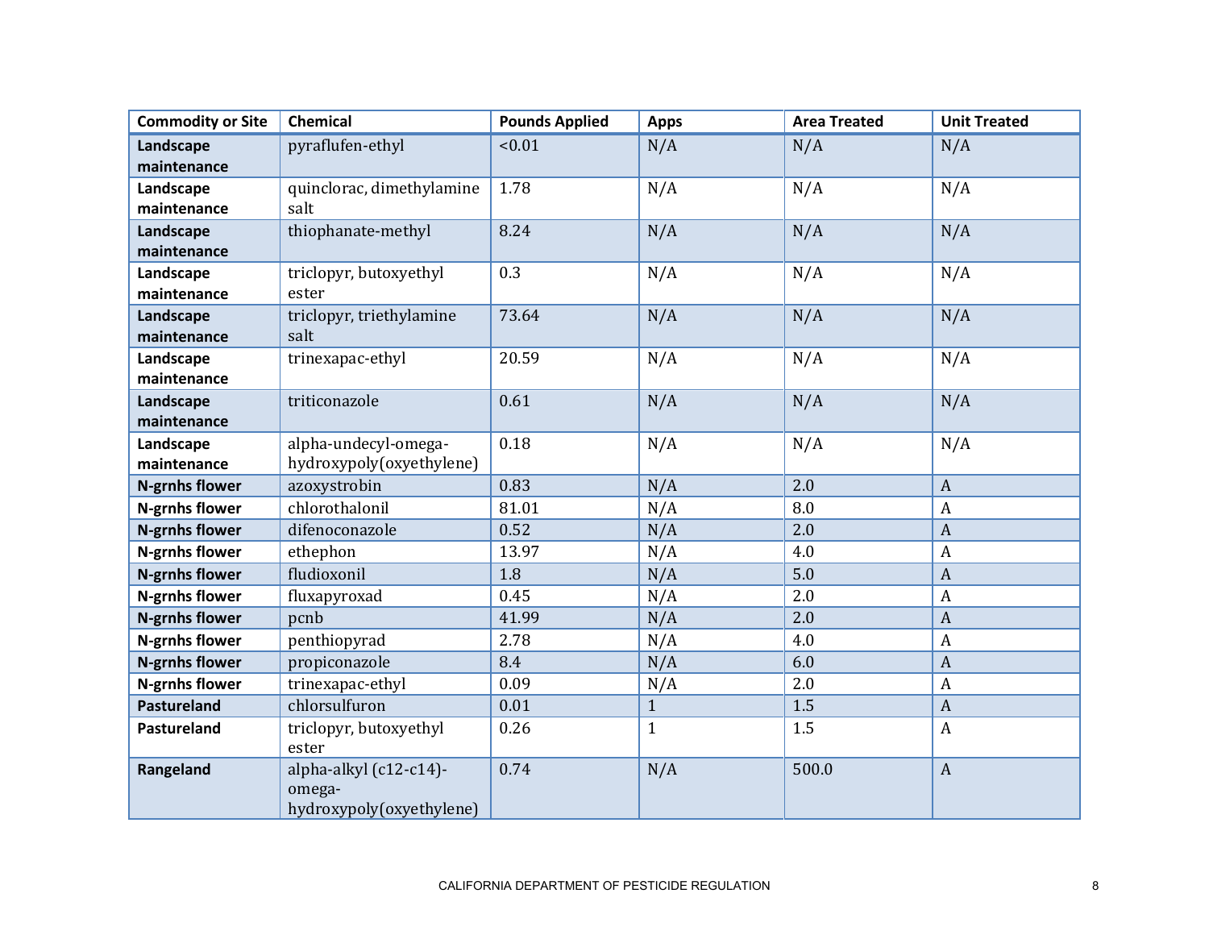| Commodity or Site | Chemical | Pounds Applied | Apps | Area Treated | Unit Treated |
|---|---|---|---|---|---|
| **Landscape maintenance** | pyraflufen-ethyl | <0.01 | N/A | N/A | N/A |
| **Landscape maintenance** | quinclorac, dimethylamine salt | 1.78 | N/A | N/A | N/A |
| **Landscape maintenance** | thiophanate-methyl | 8.24 | N/A | N/A | N/A |
| **Landscape maintenance** | triclopyr, butoxyethyl ester | 0.3 | N/A | N/A | N/A |
| **Landscape maintenance** | triclopyr, triethylamine salt | 73.64 | N/A | N/A | N/A |
| **Landscape maintenance** | trinexapac-ethyl | 20.59 | N/A | N/A | N/A |
| **Landscape maintenance** | triticonazole | 0.61 | N/A | N/A | N/A |
| **Landscape maintenance** | alpha-undecyl-omega-hydroxypoly(oxyethylene) | 0.18 | N/A | N/A | N/A |
| **N-grnhs flower** | azoxystrobin | 0.83 | N/A | 2.0 | A |
| **N-grnhs flower** | chlorothalonil | 81.01 | N/A | 8.0 | A |
| **N-grnhs flower** | difenoconazole | 0.52 | N/A | 2.0 | A |
| **N-grnhs flower** | ethephon | 13.97 | N/A | 4.0 | A |
| **N-grnhs flower** | fludioxonil | 1.8 | N/A | 5.0 | A |
| **N-grnhs flower** | fluxapyroxad | 0.45 | N/A | 2.0 | A |
| **N-grnhs flower** | pcnb | 41.99 | N/A | 2.0 | A |
| **N-grnhs flower** | penthiopyrad | 2.78 | N/A | 4.0 | A |
| **N-grnhs flower** | propiconazole | 8.4 | N/A | 6.0 | A |
| **N-grnhs flower** | trinexapac-ethyl | 0.09 | N/A | 2.0 | A |
| **Pastureland** | chlorsulfuron | 0.01 | 1 | 1.5 | A |
| **Pastureland** | triclopyr, butoxyethyl ester | 0.26 | 1 | 1.5 | A |
| **Rangeland** | alpha-alkyl (c12-c14)-omega-hydroxypoly(oxyethylene) | 0.74 | N/A | 500.0 | A |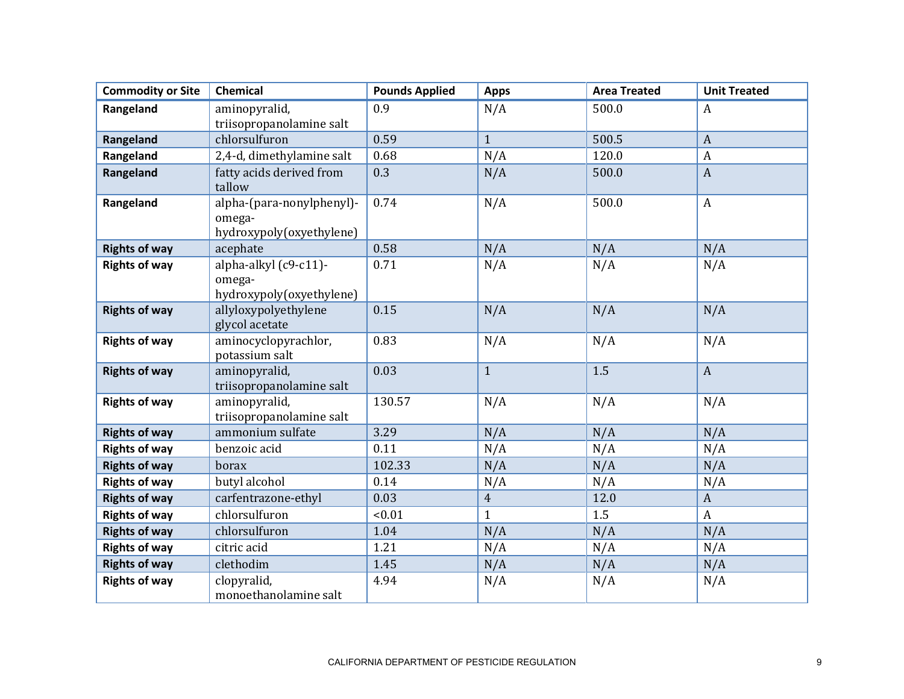| Commodity or Site | Chemical | Pounds Applied | Apps | Area Treated | Unit Treated |
|---|---|---|---|---|---|
| **Rangeland** | aminopyralid, triisopropanolamine salt | 0.9 | N/A | 500.0 | A |
| **Rangeland** | chlorsulfuron | 0.59 | 1 | 500.5 | A |
| **Rangeland** | 2,4-d, dimethylamine salt | 0.68 | N/A | 120.0 | A |
| **Rangeland** | fatty acids derived from tallow | 0.3 | N/A | 500.0 | A |
| **Rangeland** | alpha-(para-nonylphenyl)-omega-hydroxypoly(oxyethylene) | 0.74 | N/A | 500.0 | A |
| **Rights of way** | acephate | 0.58 | N/A | N/A | N/A |
| **Rights of way** | alpha-alkyl (c9-c11)-omega-hydroxypoly(oxyethylene) | 0.71 | N/A | N/A | N/A |
| **Rights of way** | allyloxypolyethylene glycol acetate | 0.15 | N/A | N/A | N/A |
| **Rights of way** | aminocyclopyrachlor, potassium salt | 0.83 | N/A | N/A | N/A |
| **Rights of way** | aminopyralid, triisopropanolamine salt | 0.03 | 1 | 1.5 | A |
| **Rights of way** | aminopyralid, triisopropanolamine salt | 130.57 | N/A | N/A | N/A |
| **Rights of way** | ammonium sulfate | 3.29 | N/A | N/A | N/A |
| **Rights of way** | benzoic acid | 0.11 | N/A | N/A | N/A |
| **Rights of way** | borax | 102.33 | N/A | N/A | N/A |
| **Rights of way** | butyl alcohol | 0.14 | N/A | N/A | N/A |
| **Rights of way** | carfentrazone-ethyl | 0.03 | 4 | 12.0 | A |
| **Rights of way** | chlorsulfuron | <0.01 | 1 | 1.5 | A |
| **Rights of way** | chlorsulfuron | 1.04 | N/A | N/A | N/A |
| **Rights of way** | citric acid | 1.21 | N/A | N/A | N/A |
| **Rights of way** | clethodim | 1.45 | N/A | N/A | N/A |
| **Rights of way** | clopyralid, monoethanolamine salt | 4.94 | N/A | N/A | N/A |

CALIFORNIA DEPARTMENT OF PESTICIDE REGULATION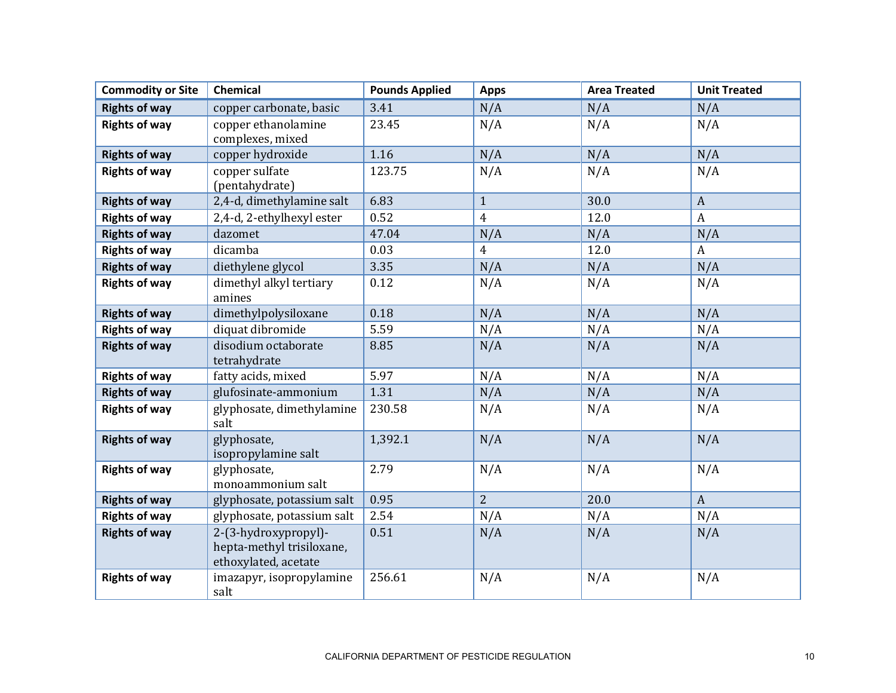| Commodity or Site | Chemical | Pounds Applied | Apps | Area Treated | Unit Treated |
|---|---|---|---|---|---|
| **Rights of way** | copper carbonate, basic | 3.41 | N/A | N/A | N/A |
| **Rights of way** | copper ethanolamine complexes, mixed | 23.45 | N/A | N/A | N/A |
| **Rights of way** | copper hydroxide | 1.16 | N/A | N/A | N/A |
| **Rights of way** | copper sulfate (pentahydrate) | 123.75 | N/A | N/A | N/A |
| **Rights of way** | 2,4-d, dimethylamine salt | 6.83 | 1 | 30.0 | A |
| **Rights of way** | 2,4-d, 2-ethylhexyl ester | 0.52 | 4 | 12.0 | A |
| **Rights of way** | dazomet | 47.04 | N/A | N/A | N/A |
| **Rights of way** | dicamba | 0.03 | 4 | 12.0 | A |
| **Rights of way** | diethylene glycol | 3.35 | N/A | N/A | N/A |
| **Rights of way** | dimethyl alkyl tertiary amines | 0.12 | N/A | N/A | N/A |
| **Rights of way** | dimethylpolysiloxane | 0.18 | N/A | N/A | N/A |
| **Rights of way** | diquat dibromide | 5.59 | N/A | N/A | N/A |
| **Rights of way** | disodium octaborate tetrahydrate | 8.85 | N/A | N/A | N/A |
| **Rights of way** | fatty acids, mixed | 5.97 | N/A | N/A | N/A |
| **Rights of way** | glufosinate-ammonium | 1.31 | N/A | N/A | N/A |
| **Rights of way** | glyphosate, dimethylamine salt | 230.58 | N/A | N/A | N/A |
| **Rights of way** | glyphosate, isopropylamine salt | 1,392.1 | N/A | N/A | N/A |
| **Rights of way** | glyphosate, monoammonium salt | 2.79 | N/A | N/A | N/A |
| **Rights of way** | glyphosate, potassium salt | 0.95 | 2 | 20.0 | A |
| **Rights of way** | glyphosate, potassium salt | 2.54 | N/A | N/A | N/A |
| **Rights of way** | 2-(3-hydroxypropyl)-hepta-methyl trisiloxane, ethoxylated, acetate | 0.51 | N/A | N/A | N/A |
| **Rights of way** | imazapyr, isopropylamine salt | 256.61 | N/A | N/A | N/A |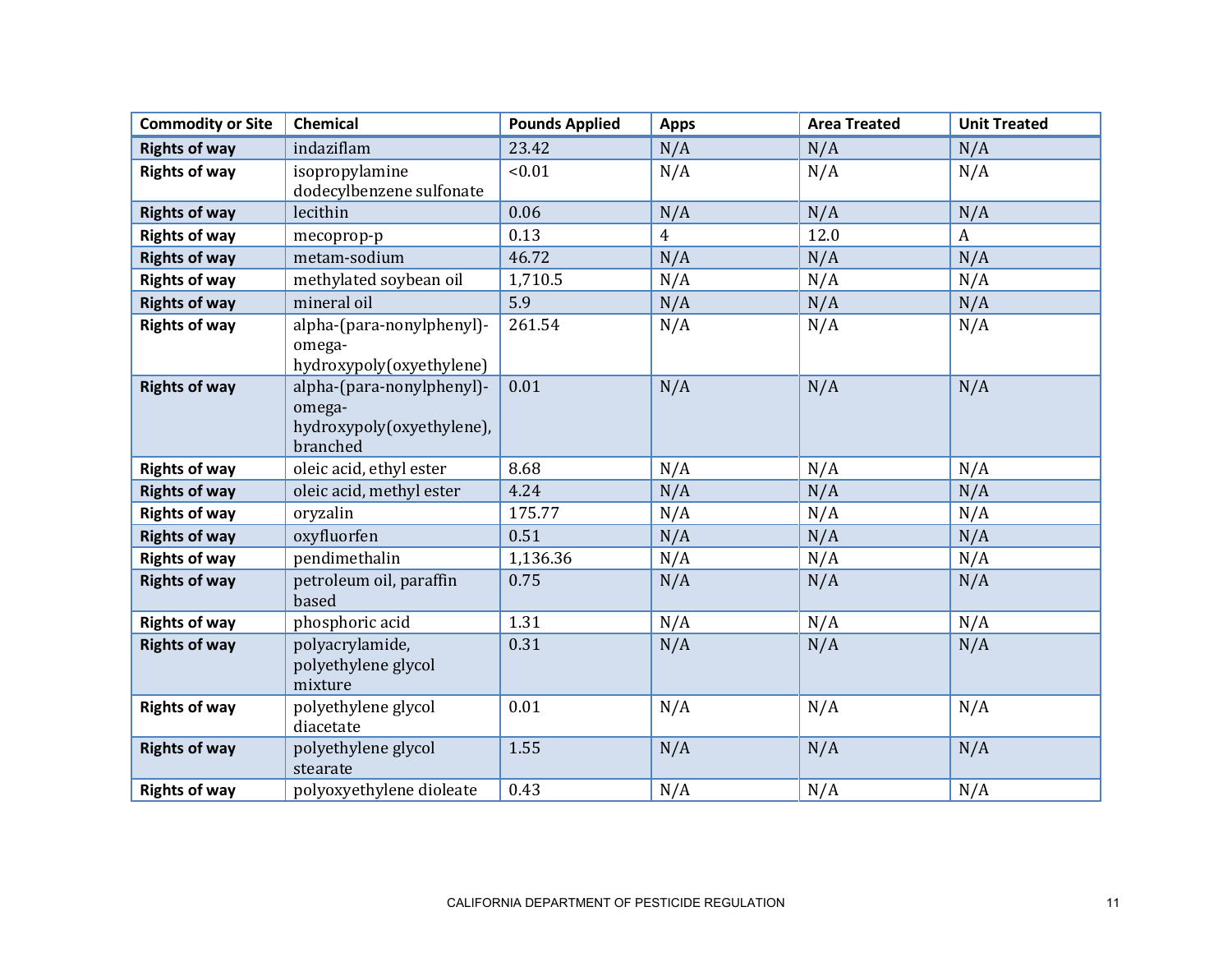| Commodity or Site | Chemical | Pounds Applied | Apps | Area Treated | Unit Treated |
|---|---|---|---|---|---|
| **Rights of way** | indaziflam | 23.42 | N/A | N/A | N/A |
| **Rights of way** | isopropylamine dodecylbenzene sulfonate | <0.01 | N/A | N/A | N/A |
| **Rights of way** | lecithin | 0.06 | N/A | N/A | N/A |
| **Rights of way** | mecoprop-p | 0.13 | 4 | 12.0 | A |
| **Rights of way** | metam-sodium | 46.72 | N/A | N/A | N/A |
| **Rights of way** | methylated soybean oil | 1,710.5 | N/A | N/A | N/A |
| **Rights of way** | mineral oil | 5.9 | N/A | N/A | N/A |
| **Rights of way** | alpha-(para-nonylphenyl)-omega-hydroxypoly(oxyethylene) | 261.54 | N/A | N/A | N/A |
| **Rights of way** | alpha-(para-nonylphenyl)-omega-hydroxypoly(oxyethylene), branched | 0.01 | N/A | N/A | N/A |
| **Rights of way** | oleic acid, ethyl ester | 8.68 | N/A | N/A | N/A |
| **Rights of way** | oleic acid, methyl ester | 4.24 | N/A | N/A | N/A |
| **Rights of way** | oryzalin | 175.77 | N/A | N/A | N/A |
| **Rights of way** | oxyfluorfen | 0.51 | N/A | N/A | N/A |
| **Rights of way** | pendimethalin | 1,136.36 | N/A | N/A | N/A |
| **Rights of way** | petroleum oil, paraffin based | 0.75 | N/A | N/A | N/A |
| **Rights of way** | phosphoric acid | 1.31 | N/A | N/A | N/A |
| **Rights of way** | polyacrylamide, polyethylene glycol mixture | 0.31 | N/A | N/A | N/A |
| **Rights of way** | polyethylene glycol diacetate | 0.01 | N/A | N/A | N/A |
| **Rights of way** | polyethylene glycol stearate | 1.55 | N/A | N/A | N/A |
| **Rights of way** | polyoxyethylene dioleate | 0.43 | N/A | N/A | N/A |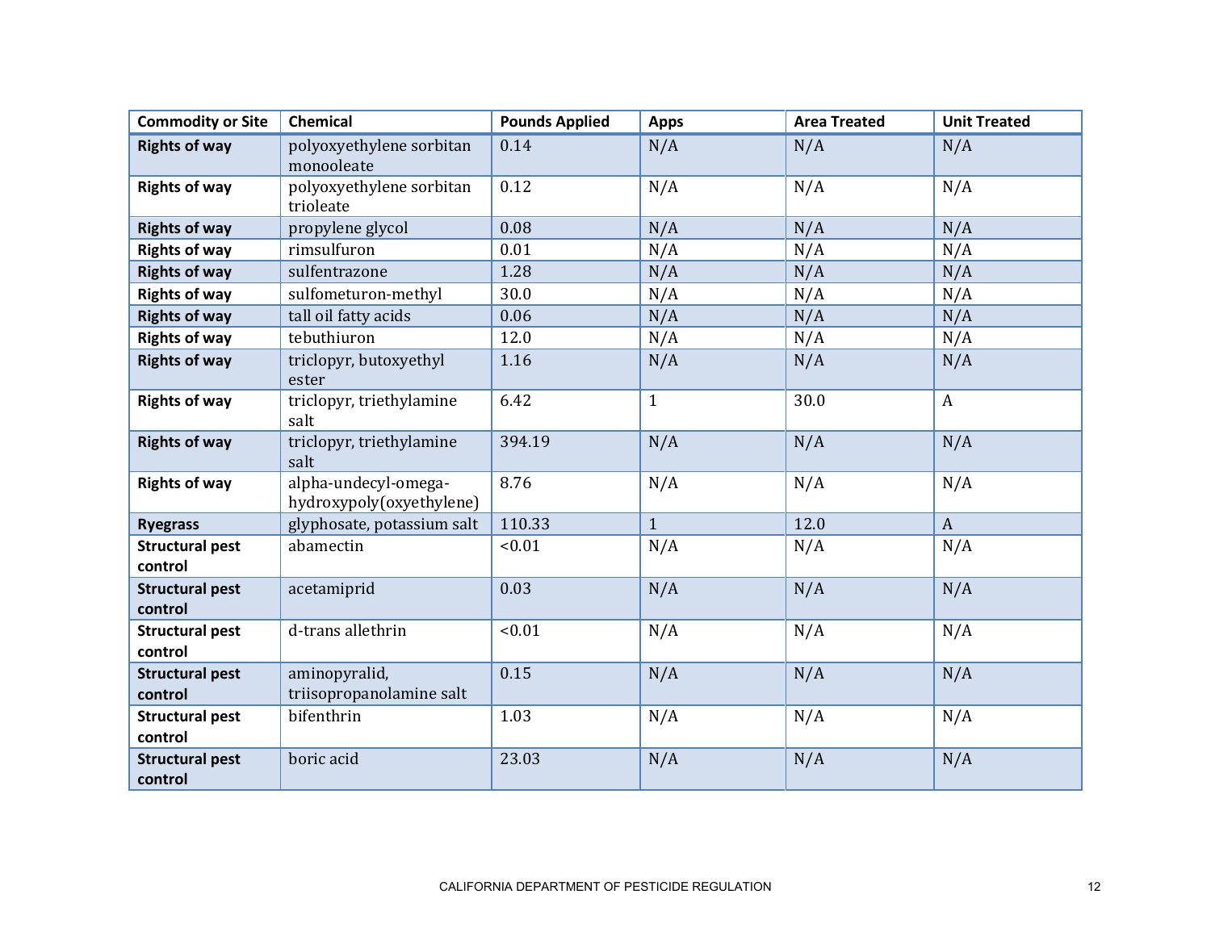| Commodity or Site | Chemical | Pounds Applied | Apps | Area Treated | Unit Treated |
|---|---|---|---|---|---|
| **Rights of way** | polyoxyethylene sorbitan monooleate | 0.14 | N/A | N/A | N/A |
| **Rights of way** | polyoxyethylene sorbitan trioleate | 0.12 | N/A | N/A | N/A |
| **Rights of way** | propylene glycol | 0.08 | N/A | N/A | N/A |
| **Rights of way** | rimsulfuron | 0.01 | N/A | N/A | N/A |
| **Rights of way** | sulfentrazone | 1.28 | N/A | N/A | N/A |
| **Rights of way** | sulfometuron-methyl | 30.0 | N/A | N/A | N/A |
| **Rights of way** | tall oil fatty acids | 0.06 | N/A | N/A | N/A |
| **Rights of way** | tebuthiuron | 12.0 | N/A | N/A | N/A |
| **Rights of way** | triclopyr, butoxyethyl ester | 1.16 | N/A | N/A | N/A |
| **Rights of way** | triclopyr, triethylamine salt | 6.42 | 1 | 30.0 | A |
| **Rights of way** | triclopyr, triethylamine salt | 394.19 | N/A | N/A | N/A |
| **Rights of way** | alpha-undecyl-omega-hydroxypoly(oxyethylene) | 8.76 | N/A | N/A | N/A |
| **Ryegrass** | glyphosate, potassium salt | 110.33 | 1 | 12.0 | A |
| **Structural pest control** | abamectin | <0.01 | N/A | N/A | N/A |
| **Structural pest control** | acetamiprid | 0.03 | N/A | N/A | N/A |
| **Structural pest control** | d-trans allethrin | <0.01 | N/A | N/A | N/A |
| **Structural pest control** | aminopyralid, triisopropanolamine salt | 0.15 | N/A | N/A | N/A |
| **Structural pest control** | bifenthrin | 1.03 | N/A | N/A | N/A |
| **Structural pest control** | boric acid | 23.03 | N/A | N/A | N/A |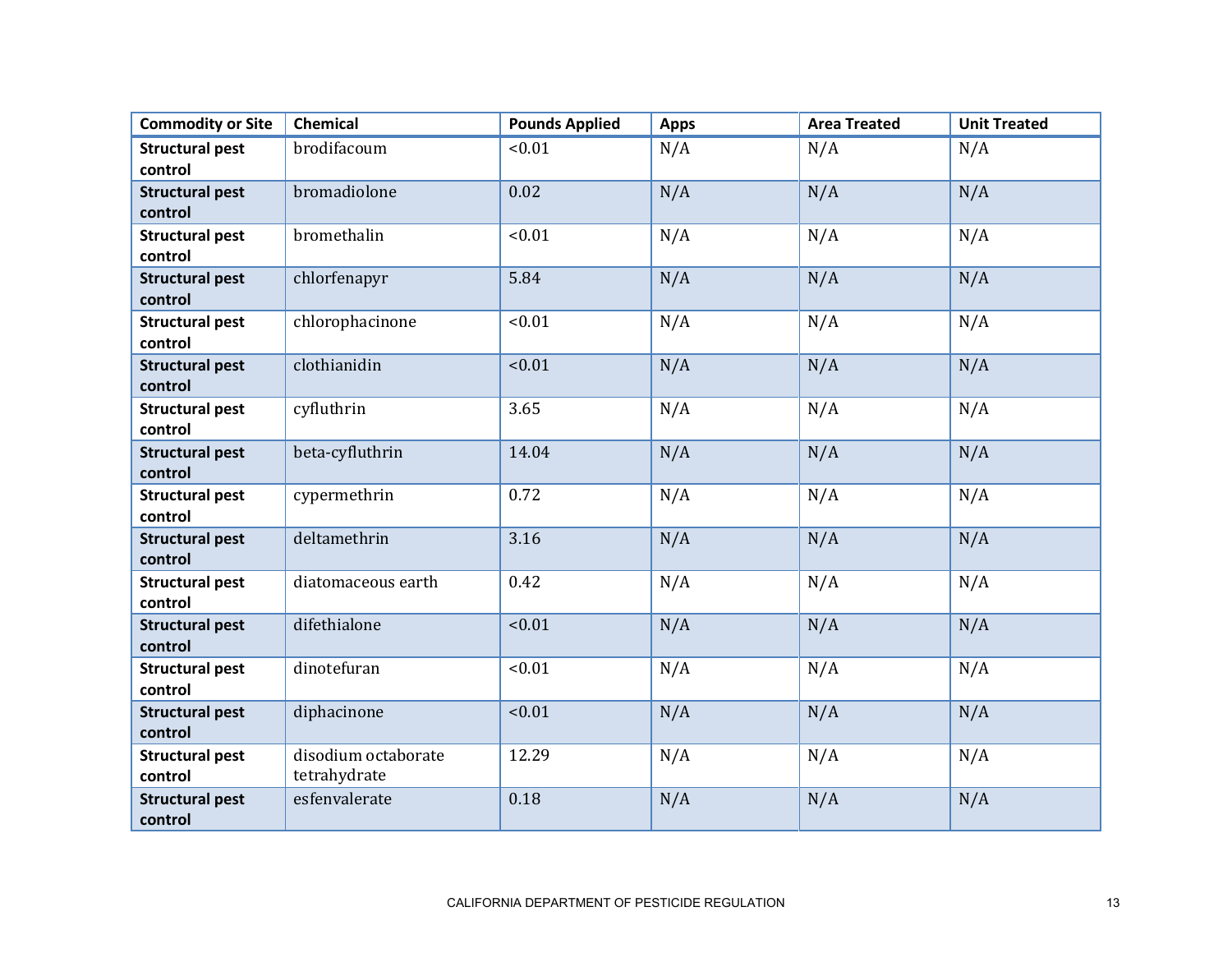| Commodity or Site | Chemical | Pounds Applied | Apps | Area Treated | Unit Treated |
|---|---|---|---|---|---|
| **Structural pest control** | brodifacoum | <0.01 | N/A | N/A | N/A |
| **Structural pest control** | bromadiolone | 0.02 | N/A | N/A | N/A |
| **Structural pest control** | bromethalin | <0.01 | N/A | N/A | N/A |
| **Structural pest control** | chlorfenapyr | 5.84 | N/A | N/A | N/A |
| **Structural pest control** | chlorophacinone | <0.01 | N/A | N/A | N/A |
| **Structural pest control** | clothianidin | <0.01 | N/A | N/A | N/A |
| **Structural pest control** | cyfluthrin | 3.65 | N/A | N/A | N/A |
| **Structural pest control** | beta-cyfluthrin | 14.04 | N/A | N/A | N/A |
| **Structural pest control** | cypermethrin | 0.72 | N/A | N/A | N/A |
| **Structural pest control** | deltamethrin | 3.16 | N/A | N/A | N/A |
| **Structural pest control** | diatomaceous earth | 0.42 | N/A | N/A | N/A |
| **Structural pest control** | difethialone | <0.01 | N/A | N/A | N/A |
| **Structural pest control** | dinotefuran | <0.01 | N/A | N/A | N/A |
| **Structural pest control** | diphacinone | <0.01 | N/A | N/A | N/A |
| **Structural pest control** | disodium octaborate tetrahydrate | 12.29 | N/A | N/A | N/A |
| **Structural pest control** | esfenvalerate | 0.18 | N/A | N/A | N/A |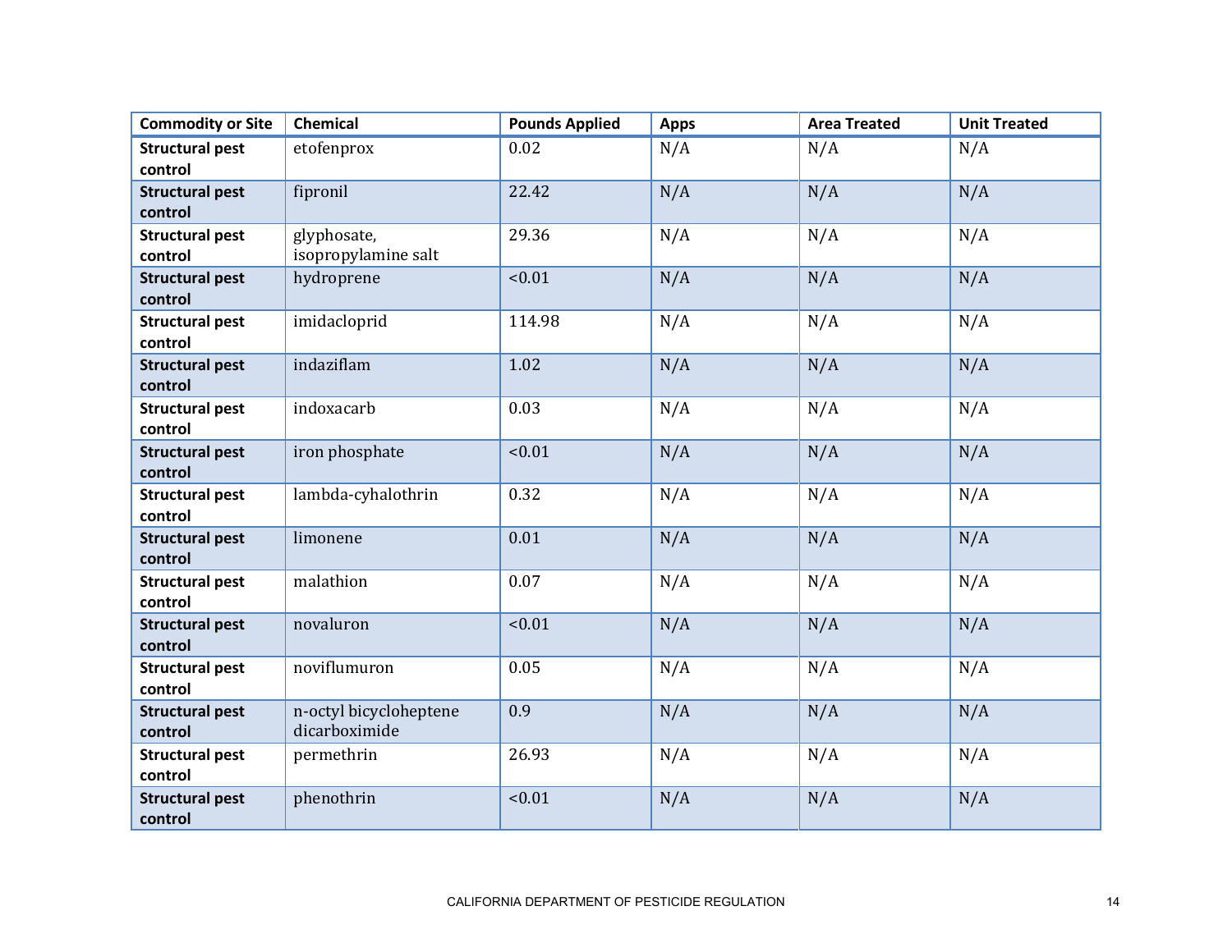| Commodity or Site | Chemical | Pounds Applied | Apps | Area Treated | Unit Treated |
|---|---|---|---|---|---|
| **Structural pest control** | etofenprox | 0.02 | N/A | N/A | N/A |
| **Structural pest control** | fipronil | 22.42 | N/A | N/A | N/A |
| **Structural pest control** | glyphosate, isopropylamine salt | 29.36 | N/A | N/A | N/A |
| **Structural pest control** | hydroprene | <0.01 | N/A | N/A | N/A |
| **Structural pest control** | imidacloprid | 114.98 | N/A | N/A | N/A |
| **Structural pest control** | indaziflam | 1.02 | N/A | N/A | N/A |
| **Structural pest control** | indoxacarb | 0.03 | N/A | N/A | N/A |
| **Structural pest control** | iron phosphate | <0.01 | N/A | N/A | N/A |
| **Structural pest control** | lambda-cyhalothrin | 0.32 | N/A | N/A | N/A |
| **Structural pest control** | limonene | 0.01 | N/A | N/A | N/A |
| **Structural pest control** | malathion | 0.07 | N/A | N/A | N/A |
| **Structural pest control** | novaluron | <0.01 | N/A | N/A | N/A |
| **Structural pest control** | noviflumuron | 0.05 | N/A | N/A | N/A |
| **Structural pest control** | n-octyl bicycloheptene dicarboximide | 0.9 | N/A | N/A | N/A |
| **Structural pest control** | permethrin | 26.93 | N/A | N/A | N/A |
| **Structural pest control** | phenothrin | <0.01 | N/A | N/A | N/A |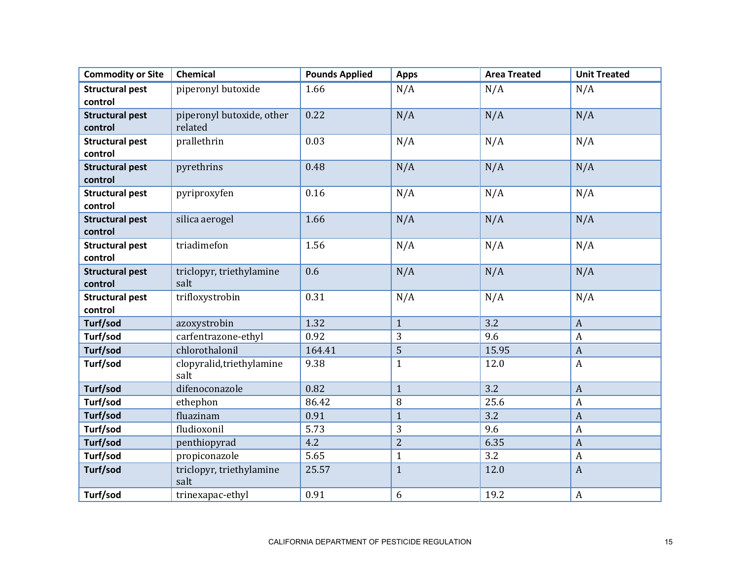| Commodity or Site | Chemical | Pounds Applied | Apps | Area Treated | Unit Treated |
|---|---|---|---|---|---|
| **Structural pest control** | piperonyl butoxide | 1.66 | N/A | N/A | N/A |
| **Structural pest control** | piperonyl butoxide, other related | 0.22 | N/A | N/A | N/A |
| **Structural pest control** | prallethrin | 0.03 | N/A | N/A | N/A |
| **Structural pest control** | pyrethrins | 0.48 | N/A | N/A | N/A |
| **Structural pest control** | pyriproxyfen | 0.16 | N/A | N/A | N/A |
| **Structural pest control** | silica aerogel | 1.66 | N/A | N/A | N/A |
| **Structural pest control** | triadimefon | 1.56 | N/A | N/A | N/A |
| **Structural pest control** | triclopyr, triethylamine salt | 0.6 | N/A | N/A | N/A |
| **Structural pest control** | trifloxystrobin | 0.31 | N/A | N/A | N/A |
| **Turf/sod** | azoxystrobin | 1.32 | 1 | 3.2 | A |
| **Turf/sod** | carfentrazone-ethyl | 0.92 | 3 | 9.6 | A |
| **Turf/sod** | chlorothalonil | 164.41 | 5 | 15.95 | A |
| **Turf/sod** | clopyralid,triethylamine salt | 9.38 | 1 | 12.0 | A |
| **Turf/sod** | difenoconazole | 0.82 | 1 | 3.2 | A |
| **Turf/sod** | ethephon | 86.42 | 8 | 25.6 | A |
| **Turf/sod** | fluazinam | 0.91 | 1 | 3.2 | A |
| **Turf/sod** | fludioxonil | 5.73 | 3 | 9.6 | A |
| **Turf/sod** | penthiopyrad | 4.2 | 2 | 6.35 | A |
| **Turf/sod** | propiconazole | 5.65 | 1 | 3.2 | A |
| **Turf/sod** | triclopyr, triethylamine salt | 25.57 | 1 | 12.0 | A |
| **Turf/sod** | trinexapac-ethyl | 0.91 | 6 | 19.2 | A |